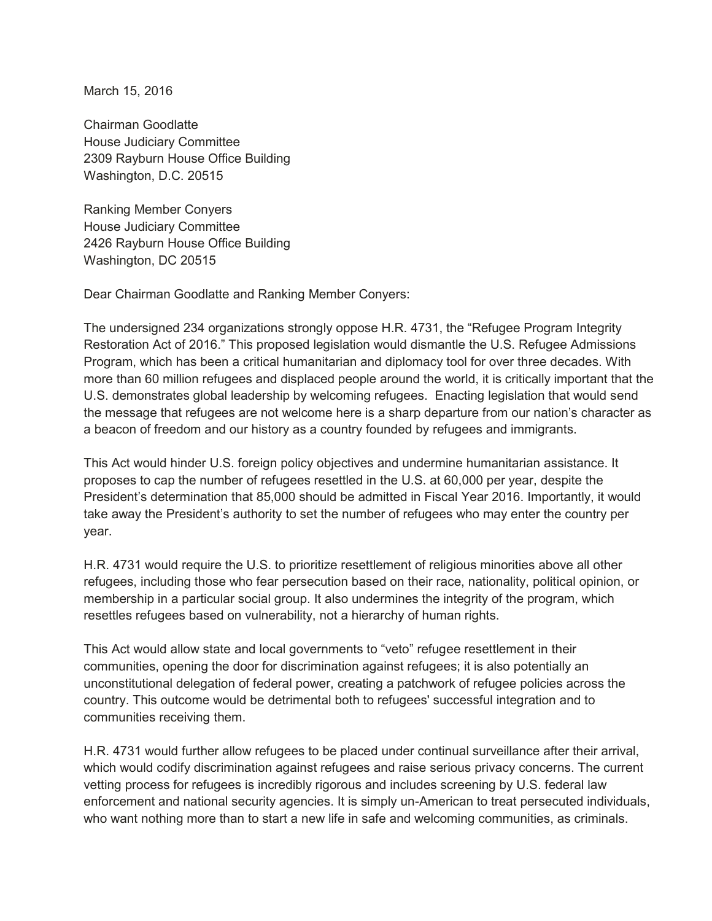March 15, 2016

Chairman Goodlatte
House Judiciary Committee
2309 Rayburn House Office Building
Washington, D.C. 20515

Ranking Member Conyers
House Judiciary Committee
2426 Rayburn House Office Building
Washington, DC 20515

Dear Chairman Goodlatte and Ranking Member Conyers:

The undersigned 234 organizations strongly oppose H.R. 4731, the "Refugee Program Integrity Restoration Act of 2016." This proposed legislation would dismantle the U.S. Refugee Admissions Program, which has been a critical humanitarian and diplomacy tool for over three decades. With more than 60 million refugees and displaced people around the world, it is critically important that the U.S. demonstrates global leadership by welcoming refugees. Enacting legislation that would send the message that refugees are not welcome here is a sharp departure from our nation's character as a beacon of freedom and our history as a country founded by refugees and immigrants.

This Act would hinder U.S. foreign policy objectives and undermine humanitarian assistance. It proposes to cap the number of refugees resettled in the U.S. at 60,000 per year, despite the President's determination that 85,000 should be admitted in Fiscal Year 2016. Importantly, it would take away the President's authority to set the number of refugees who may enter the country per year.

H.R. 4731 would require the U.S. to prioritize resettlement of religious minorities above all other refugees, including those who fear persecution based on their race, nationality, political opinion, or membership in a particular social group. It also undermines the integrity of the program, which resettles refugees based on vulnerability, not a hierarchy of human rights.

This Act would allow state and local governments to "veto" refugee resettlement in their communities, opening the door for discrimination against refugees; it is also potentially an unconstitutional delegation of federal power, creating a patchwork of refugee policies across the country. This outcome would be detrimental both to refugees' successful integration and to communities receiving them.

H.R. 4731 would further allow refugees to be placed under continual surveillance after their arrival, which would codify discrimination against refugees and raise serious privacy concerns. The current vetting process for refugees is incredibly rigorous and includes screening by U.S. federal law enforcement and national security agencies. It is simply un-American to treat persecuted individuals, who want nothing more than to start a new life in safe and welcoming communities, as criminals.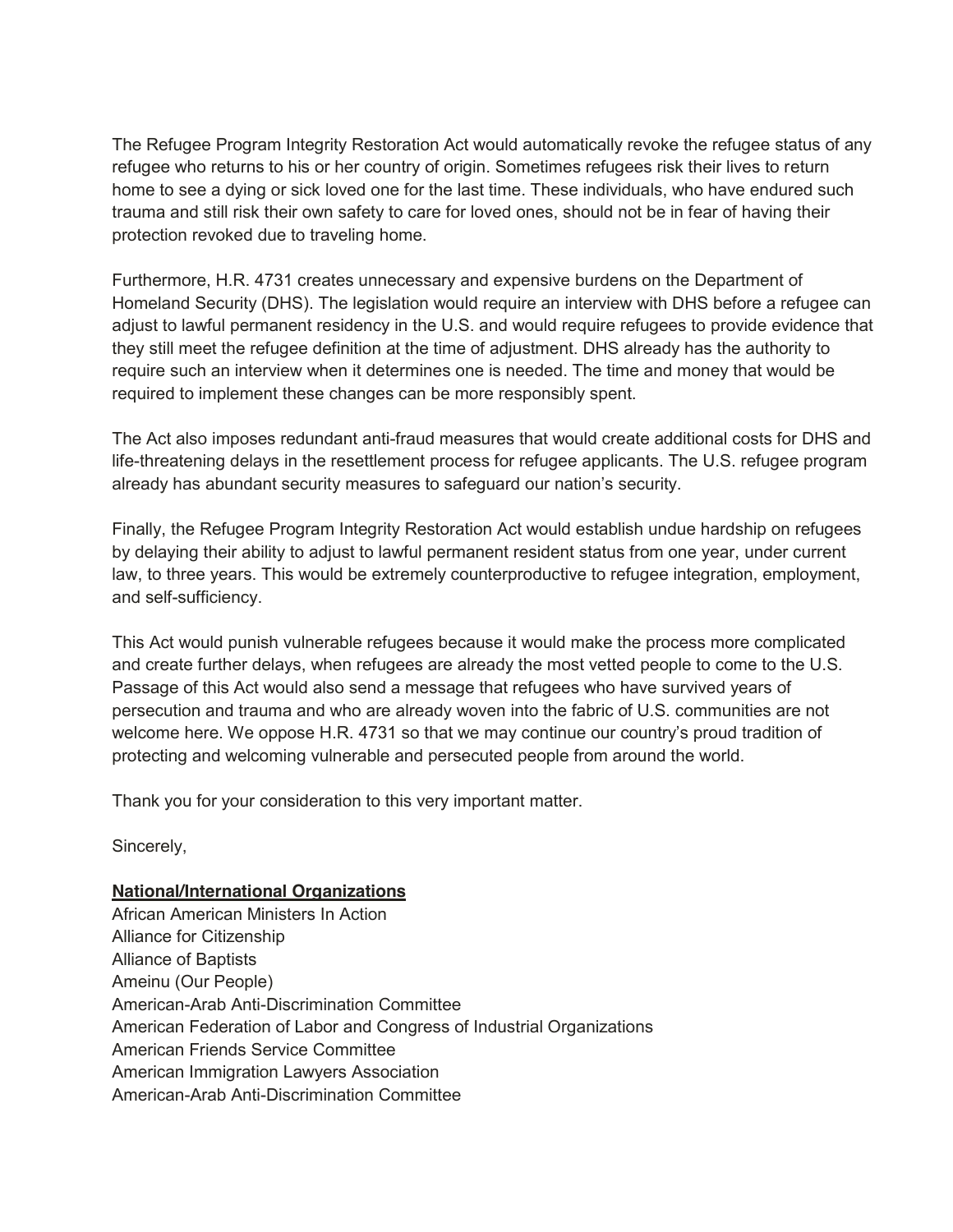The Refugee Program Integrity Restoration Act would automatically revoke the refugee status of any refugee who returns to his or her country of origin. Sometimes refugees risk their lives to return home to see a dying or sick loved one for the last time. These individuals, who have endured such trauma and still risk their own safety to care for loved ones, should not be in fear of having their protection revoked due to traveling home.

Furthermore, H.R. 4731 creates unnecessary and expensive burdens on the Department of Homeland Security (DHS). The legislation would require an interview with DHS before a refugee can adjust to lawful permanent residency in the U.S. and would require refugees to provide evidence that they still meet the refugee definition at the time of adjustment. DHS already has the authority to require such an interview when it determines one is needed. The time and money that would be required to implement these changes can be more responsibly spent.

The Act also imposes redundant anti-fraud measures that would create additional costs for DHS and life-threatening delays in the resettlement process for refugee applicants. The U.S. refugee program already has abundant security measures to safeguard our nation's security.

Finally, the Refugee Program Integrity Restoration Act would establish undue hardship on refugees by delaying their ability to adjust to lawful permanent resident status from one year, under current law, to three years. This would be extremely counterproductive to refugee integration, employment, and self-sufficiency.

This Act would punish vulnerable refugees because it would make the process more complicated and create further delays, when refugees are already the most vetted people to come to the U.S. Passage of this Act would also send a message that refugees who have survived years of persecution and trauma and who are already woven into the fabric of U.S. communities are not welcome here. We oppose H.R. 4731 so that we may continue our country's proud tradition of protecting and welcoming vulnerable and persecuted people from around the world.

Thank you for your consideration to this very important matter.

Sincerely,

**National/International Organizations**

African American Ministers In Action
Alliance for Citizenship
Alliance of Baptists
Ameinu (Our People)
American-Arab Anti-Discrimination Committee
American Federation of Labor and Congress of Industrial Organizations
American Friends Service Committee
American Immigration Lawyers Association
American-Arab Anti-Discrimination Committee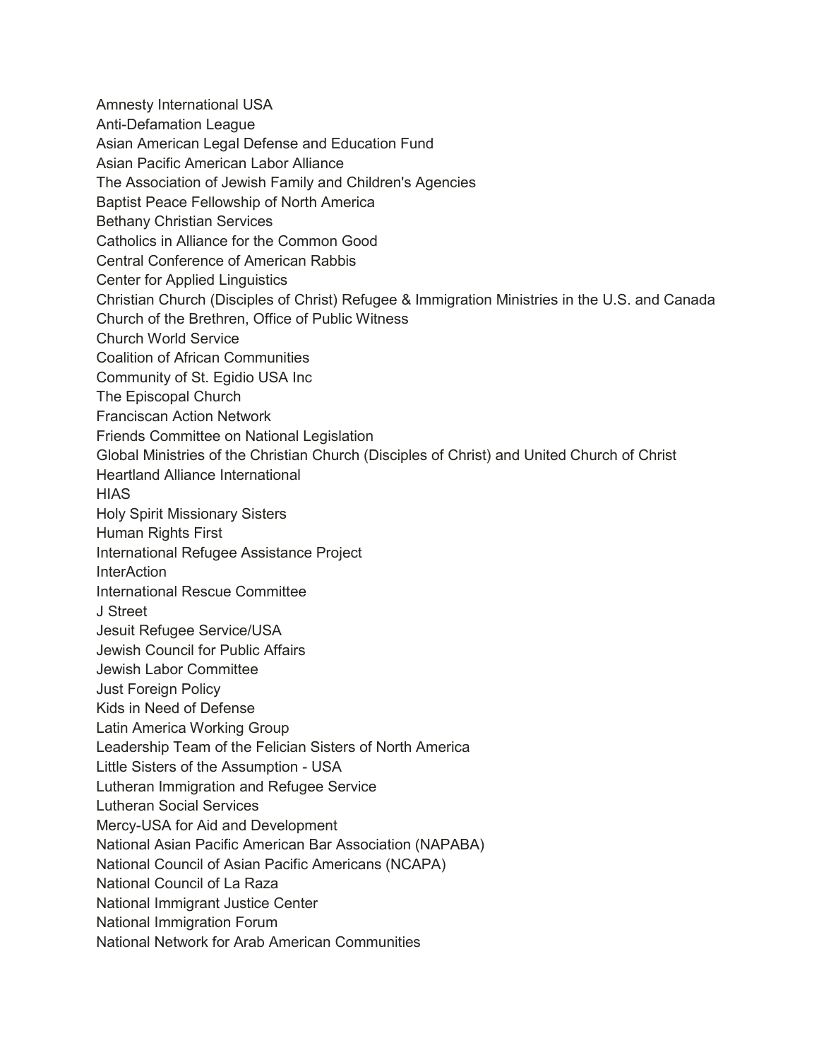Amnesty International USA
Anti-Defamation League
Asian American Legal Defense and Education Fund
Asian Pacific American Labor Alliance
The Association of Jewish Family and Children's Agencies
Baptist Peace Fellowship of North America
Bethany Christian Services
Catholics in Alliance for the Common Good
Central Conference of American Rabbis
Center for Applied Linguistics
Christian Church (Disciples of Christ) Refugee & Immigration Ministries in the U.S. and Canada
Church of the Brethren, Office of Public Witness
Church World Service
Coalition of African Communities
Community of St. Egidio USA Inc
The Episcopal Church
Franciscan Action Network
Friends Committee on National Legislation
Global Ministries of the Christian Church (Disciples of Christ) and United Church of Christ
Heartland Alliance International
HIAS
Holy Spirit Missionary Sisters
Human Rights First
International Refugee Assistance Project
InterAction
International Rescue Committee
J Street
Jesuit Refugee Service/USA
Jewish Council for Public Affairs
Jewish Labor Committee
Just Foreign Policy
Kids in Need of Defense
Latin America Working Group
Leadership Team of the Felician Sisters of North America
Little Sisters of the Assumption - USA
Lutheran Immigration and Refugee Service
Lutheran Social Services
Mercy-USA for Aid and Development
National Asian Pacific American Bar Association (NAPABA)
National Council of Asian Pacific Americans (NCAPA)
National Council of La Raza
National Immigrant Justice Center
National Immigration Forum
National Network for Arab American Communities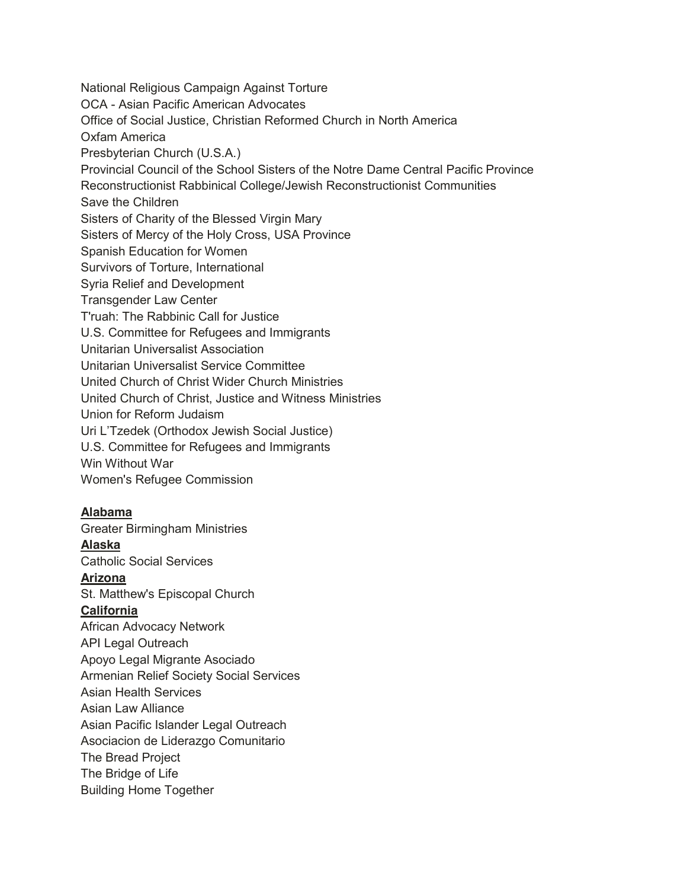National Religious Campaign Against Torture
OCA - Asian Pacific American Advocates
Office of Social Justice, Christian Reformed Church in North America
Oxfam America
Presbyterian Church (U.S.A.)
Provincial Council of the School Sisters of the Notre Dame Central Pacific Province
Reconstructionist Rabbinical College/Jewish Reconstructionist Communities
Save the Children
Sisters of Charity of the Blessed Virgin Mary
Sisters of Mercy of the Holy Cross, USA Province
Spanish Education for Women
Survivors of Torture, International
Syria Relief and Development
Transgender Law Center
T'ruah: The Rabbinic Call for Justice
U.S. Committee for Refugees and Immigrants
Unitarian Universalist Association
Unitarian Universalist Service Committee
United Church of Christ Wider Church Ministries
United Church of Christ, Justice and Witness Ministries
Union for Reform Judaism
Uri L'Tzedek (Orthodox Jewish Social Justice)
U.S. Committee for Refugees and Immigrants
Win Without War
Women's Refugee Commission

**Alabama**
Greater Birmingham Ministries
**Alaska**
Catholic Social Services
**Arizona**
St. Matthew's Episcopal Church
**California**
African Advocacy Network
API Legal Outreach
Apoyo Legal Migrante Asociado
Armenian Relief Society Social Services
Asian Health Services
Asian Law Alliance
Asian Pacific Islander Legal Outreach
Asociacion de Liderazgo Comunitario
The Bread Project
The Bridge of Life
Building Home Together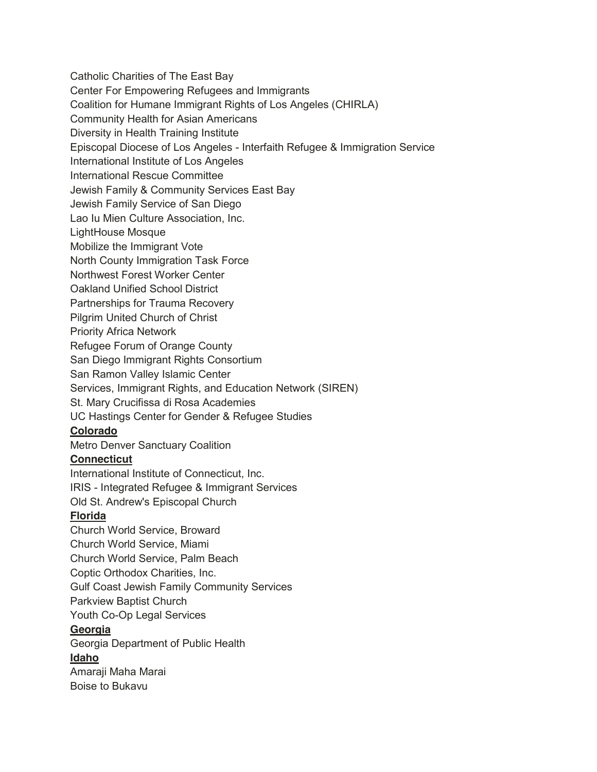Catholic Charities of The East Bay
Center For Empowering Refugees and Immigrants
Coalition for Humane Immigrant Rights of Los Angeles (CHIRLA)
Community Health for Asian Americans
Diversity in Health Training Institute
Episcopal Diocese of Los Angeles - Interfaith Refugee & Immigration Service
International Institute of Los Angeles
International Rescue Committee
Jewish Family & Community Services East Bay
Jewish Family Service of San Diego
Lao Iu Mien Culture Association, Inc.
LightHouse Mosque
Mobilize the Immigrant Vote
North County Immigration Task Force
Northwest Forest Worker Center
Oakland Unified School District
Partnerships for Trauma Recovery
Pilgrim United Church of Christ
Priority Africa Network
Refugee Forum of Orange County
San Diego Immigrant Rights Consortium
San Ramon Valley Islamic Center
Services, Immigrant Rights, and Education Network (SIREN)
St. Mary Crucifissa di Rosa Academies
UC Hastings Center for Gender & Refugee Studies

**Colorado**

Metro Denver Sanctuary Coalition

**Connecticut**

International Institute of Connecticut, Inc.
IRIS - Integrated Refugee & Immigrant Services
Old St. Andrew's Episcopal Church

**Florida**

Church World Service, Broward
Church World Service, Miami
Church World Service, Palm Beach
Coptic Orthodox Charities, Inc.
Gulf Coast Jewish Family Community Services
Parkview Baptist Church
Youth Co-Op Legal Services

**Georgia**

Georgia Department of Public Health

**Idaho**

Amaraji Maha Marai
Boise to Bukavu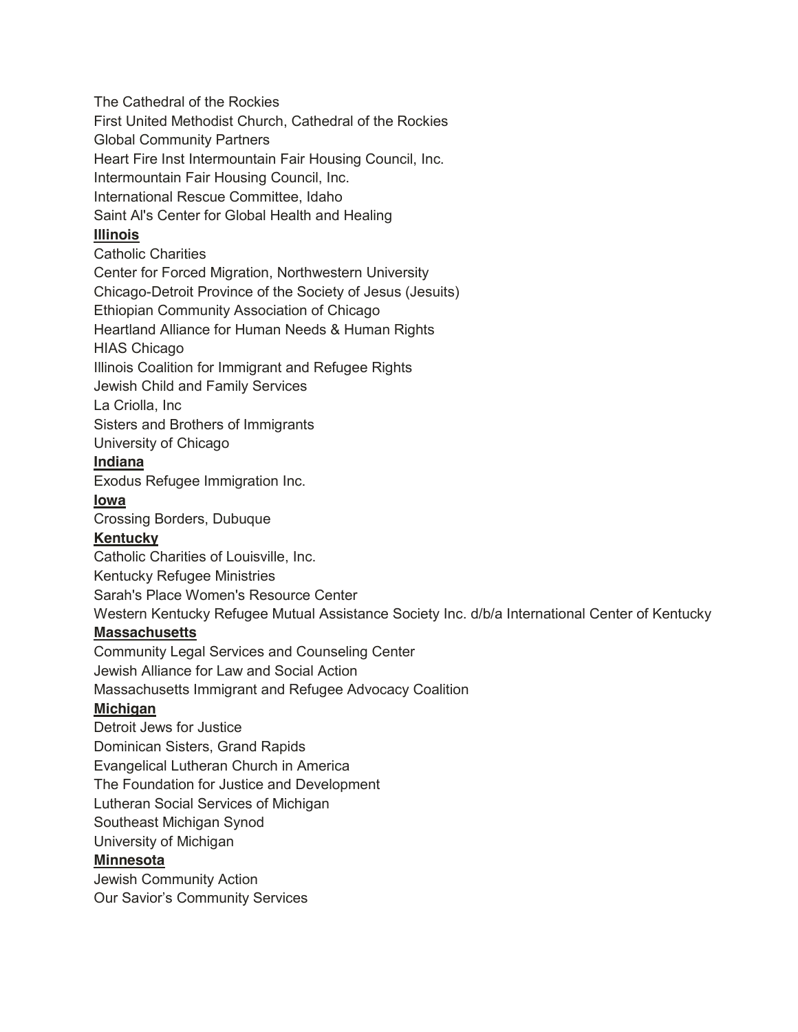The Cathedral of the Rockies  
First United Methodist Church, Cathedral of the Rockies  
Global Community Partners  
Heart Fire Inst Intermountain Fair Housing Council, Inc.  
Intermountain Fair Housing Council, Inc.  
International Rescue Committee, Idaho  
Saint Al's Center for Global Health and Healing

**Illinois**

Catholic Charities  
Center for Forced Migration, Northwestern University  
Chicago-Detroit Province of the Society of Jesus (Jesuits)  
Ethiopian Community Association of Chicago  
Heartland Alliance for Human Needs & Human Rights  
HIAS Chicago  
Illinois Coalition for Immigrant and Refugee Rights  
Jewish Child and Family Services  
La Criolla, Inc  
Sisters and Brothers of Immigrants  
University of Chicago

**Indiana**

Exodus Refugee Immigration Inc.

**Iowa**

Crossing Borders, Dubuque

**Kentucky**

Catholic Charities of Louisville, Inc.  
Kentucky Refugee Ministries  
Sarah's Place Women's Resource Center  
Western Kentucky Refugee Mutual Assistance Society Inc. d/b/a International Center of Kentucky

**Massachusetts**

Community Legal Services and Counseling Center  
Jewish Alliance for Law and Social Action  
Massachusetts Immigrant and Refugee Advocacy Coalition

**Michigan**

Detroit Jews for Justice  
Dominican Sisters, Grand Rapids  
Evangelical Lutheran Church in America  
The Foundation for Justice and Development  
Lutheran Social Services of Michigan  
Southeast Michigan Synod  
University of Michigan

**Minnesota**

Jewish Community Action  
Our Savior's Community Services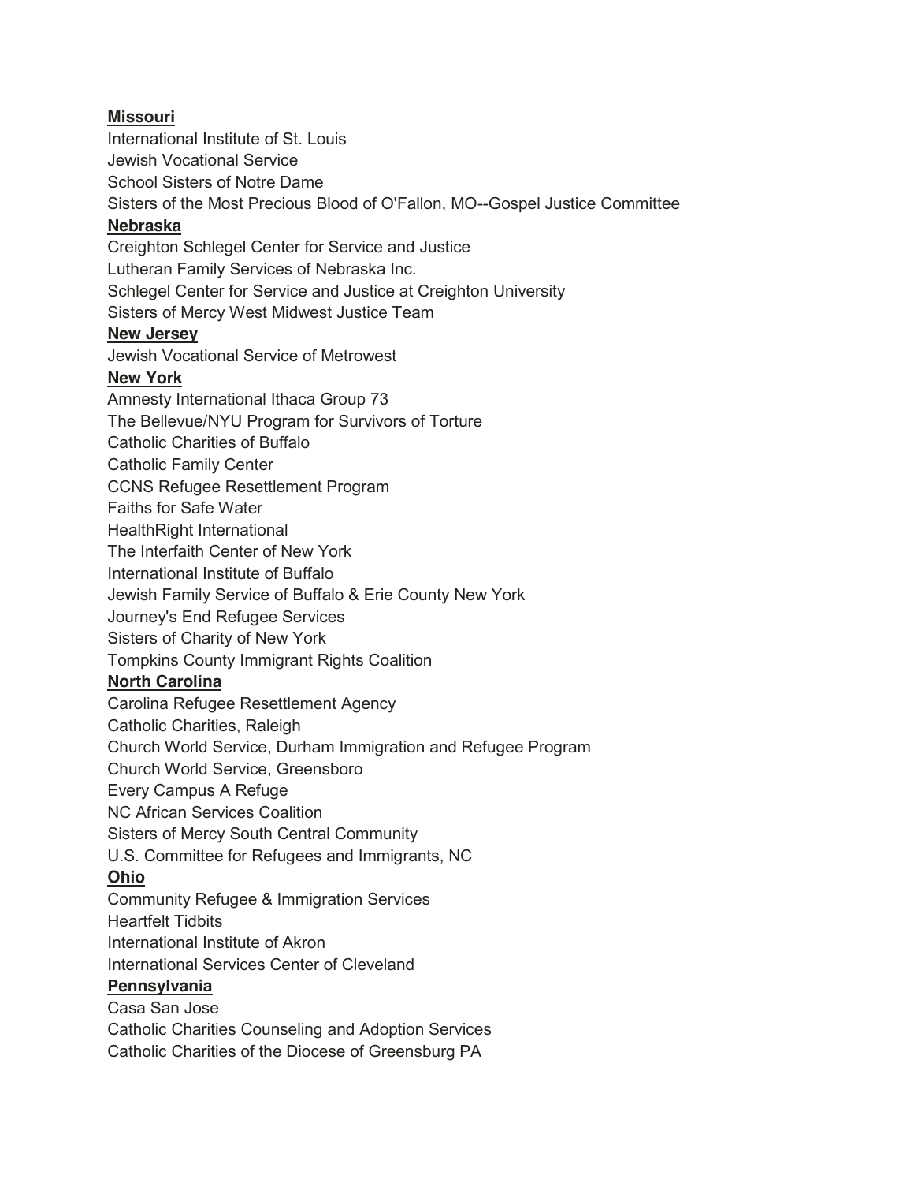**Missouri**

International Institute of St. Louis
Jewish Vocational Service
School Sisters of Notre Dame
Sisters of the Most Precious Blood of O'Fallon, MO--Gospel Justice Committee

**Nebraska**

Creighton Schlegel Center for Service and Justice
Lutheran Family Services of Nebraska Inc.
Schlegel Center for Service and Justice at Creighton University
Sisters of Mercy West Midwest Justice Team

**New Jersey**

Jewish Vocational Service of Metrowest

**New York**

Amnesty International Ithaca Group 73
The Bellevue/NYU Program for Survivors of Torture
Catholic Charities of Buffalo
Catholic Family Center
CCNS Refugee Resettlement Program
Faiths for Safe Water
HealthRight International
The Interfaith Center of New York
International Institute of Buffalo
Jewish Family Service of Buffalo & Erie County New York
Journey's End Refugee Services
Sisters of Charity of New York
Tompkins County Immigrant Rights Coalition

**North Carolina**

Carolina Refugee Resettlement Agency
Catholic Charities, Raleigh
Church World Service, Durham Immigration and Refugee Program
Church World Service, Greensboro
Every Campus A Refuge
NC African Services Coalition
Sisters of Mercy South Central Community
U.S. Committee for Refugees and Immigrants, NC

**Ohio**

Community Refugee & Immigration Services
Heartfelt Tidbits
International Institute of Akron
International Services Center of Cleveland

**Pennsylvania**

Casa San Jose
Catholic Charities Counseling and Adoption Services
Catholic Charities of the Diocese of Greensburg PA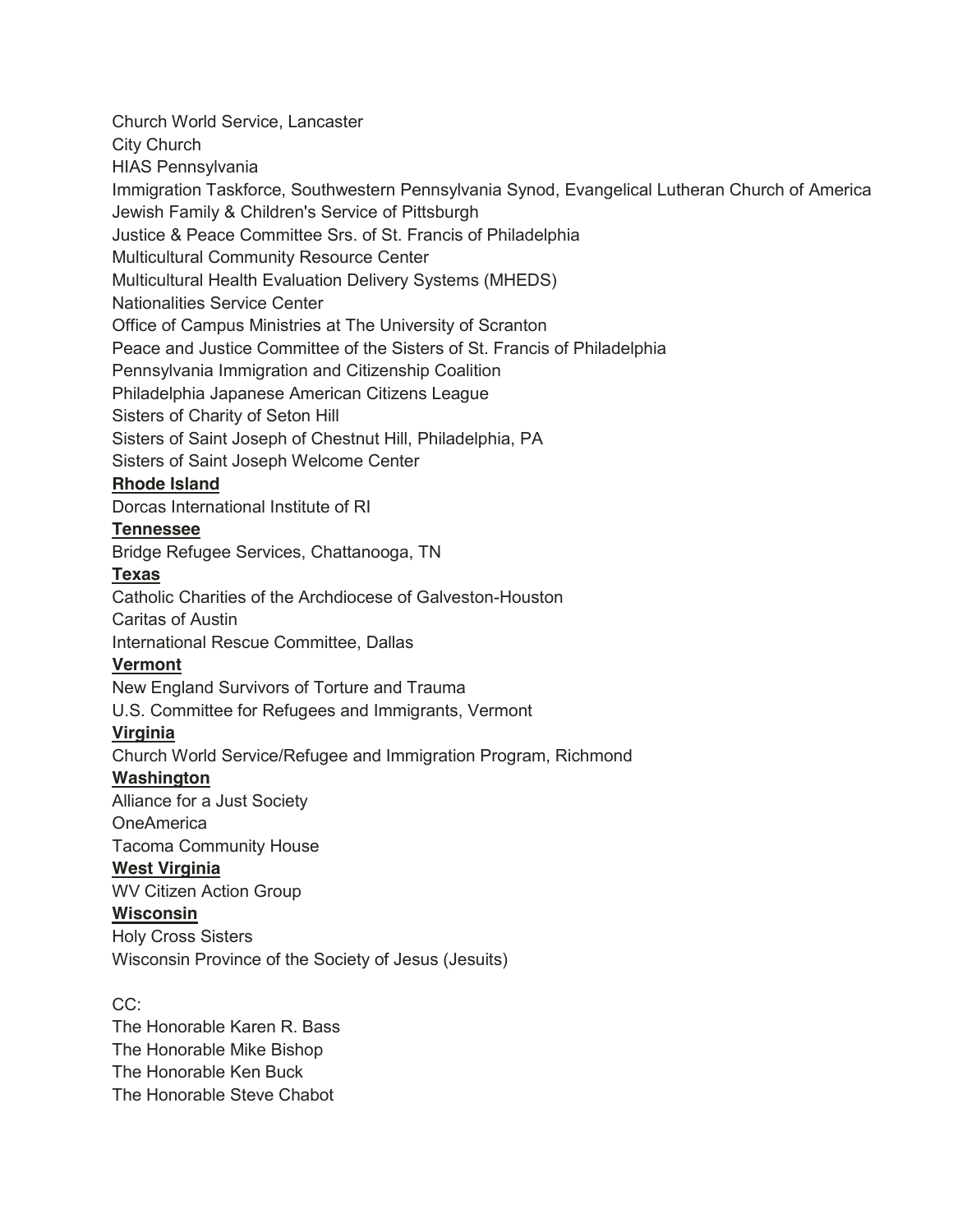Church World Service, Lancaster
City Church
HIAS Pennsylvania
Immigration Taskforce, Southwestern Pennsylvania Synod, Evangelical Lutheran Church of America
Jewish Family & Children's Service of Pittsburgh
Justice & Peace Committee Srs. of St. Francis of Philadelphia
Multicultural Community Resource Center
Multicultural Health Evaluation Delivery Systems (MHEDS)
Nationalities Service Center
Office of Campus Ministries at The University of Scranton
Peace and Justice Committee of the Sisters of St. Francis of Philadelphia
Pennsylvania Immigration and Citizenship Coalition
Philadelphia Japanese American Citizens League
Sisters of Charity of Seton Hill
Sisters of Saint Joseph of Chestnut Hill, Philadelphia, PA
Sisters of Saint Joseph Welcome Center

**Rhode Island**

Dorcas International Institute of RI

**Tennessee**

Bridge Refugee Services, Chattanooga, TN

**Texas**

Catholic Charities of the Archdiocese of Galveston-Houston
Caritas of Austin
International Rescue Committee, Dallas

**Vermont**

New England Survivors of Torture and Trauma
U.S. Committee for Refugees and Immigrants, Vermont

**Virginia**

Church World Service/Refugee and Immigration Program, Richmond

**Washington**

Alliance for a Just Society
OneAmerica
Tacoma Community House

**West Virginia**

WV Citizen Action Group

**Wisconsin**

Holy Cross Sisters
Wisconsin Province of the Society of Jesus (Jesuits)

CC:
The Honorable Karen R. Bass
The Honorable Mike Bishop
The Honorable Ken Buck
The Honorable Steve Chabot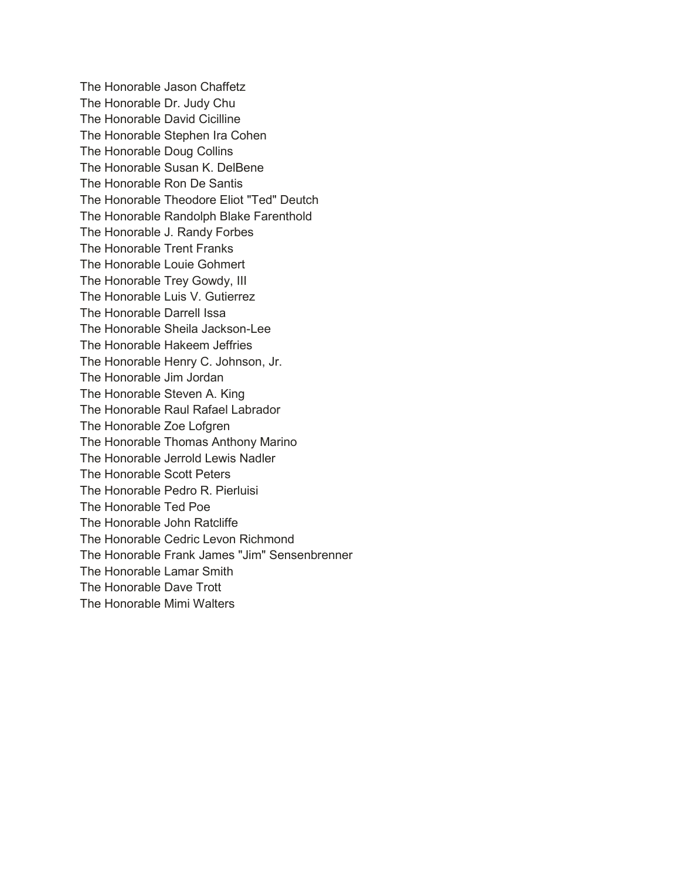The Honorable Jason Chaffetz
The Honorable Dr. Judy Chu
The Honorable David Cicilline
The Honorable Stephen Ira Cohen
The Honorable Doug Collins
The Honorable Susan K. DelBene
The Honorable Ron De Santis
The Honorable Theodore Eliot "Ted" Deutch
The Honorable Randolph Blake Farenthold
The Honorable J. Randy Forbes
The Honorable Trent Franks
The Honorable Louie Gohmert
The Honorable Trey Gowdy, III
The Honorable Luis V. Gutierrez
The Honorable Darrell Issa
The Honorable Sheila Jackson-Lee
The Honorable Hakeem Jeffries
The Honorable Henry C. Johnson, Jr.
The Honorable Jim Jordan
The Honorable Steven A. King
The Honorable Raul Rafael Labrador
The Honorable Zoe Lofgren
The Honorable Thomas Anthony Marino
The Honorable Jerrold Lewis Nadler
The Honorable Scott Peters
The Honorable Pedro R. Pierluisi
The Honorable Ted Poe
The Honorable John Ratcliffe
The Honorable Cedric Levon Richmond
The Honorable Frank James "Jim" Sensenbrenner
The Honorable Lamar Smith
The Honorable Dave Trott
The Honorable Mimi Walters